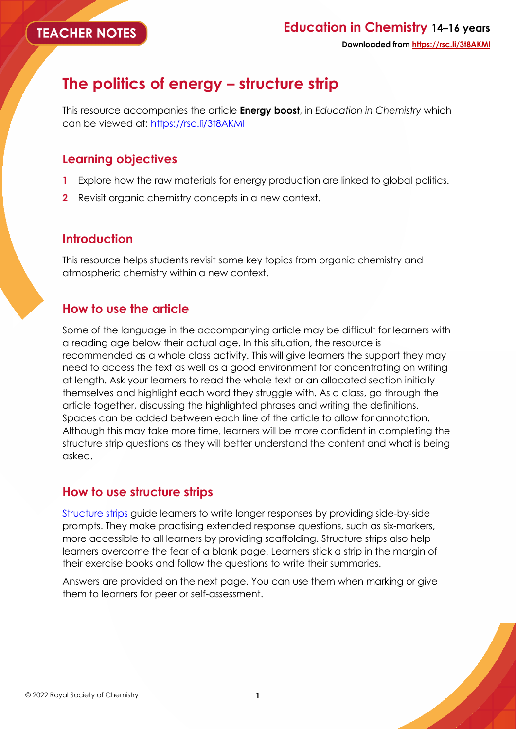TEACHER NOTES

# The politics of energy – structure strip

This resource accompanies the article **Energy boost**, in *Education in Chemistry* which can be viewed at: https://rsc.li/3t8AKMl

## Learning objectives

1. Explore how the raw materials for energy production are linked to global politics.
2. Revisit organic chemistry concepts in a new context.

## Introduction

This resource helps students revisit some key topics from organic chemistry and atmospheric chemistry within a new context.

## How to use the article

Some of the language in the accompanying article may be difficult for learners with a reading age below their actual age. In this situation, the resource is recommended as a whole class activity. This will give learners the support they may need to access the text as well as a good environment for concentrating on writing at length. Ask your learners to read the whole text or an allocated section initially themselves and highlight each word they struggle with. As a class, go through the article together, discussing the highlighted phrases and writing the definitions. Spaces can be added between each line of the article to allow for annotation. Although this may take more time, learners will be more confident in completing the structure strip questions as they will better understand the content and what is being asked.

## How to use structure strips

Structure strips guide learners to write longer responses by providing side-by-side prompts. They make practising extended response questions, such as six-markers, more accessible to all learners by providing scaffolding. Structure strips also help learners overcome the fear of a blank page. Learners stick a strip in the margin of their exercise books and follow the questions to write their summaries.

Answers are provided on the next page. You can use them when marking or give them to learners for peer or self-assessment.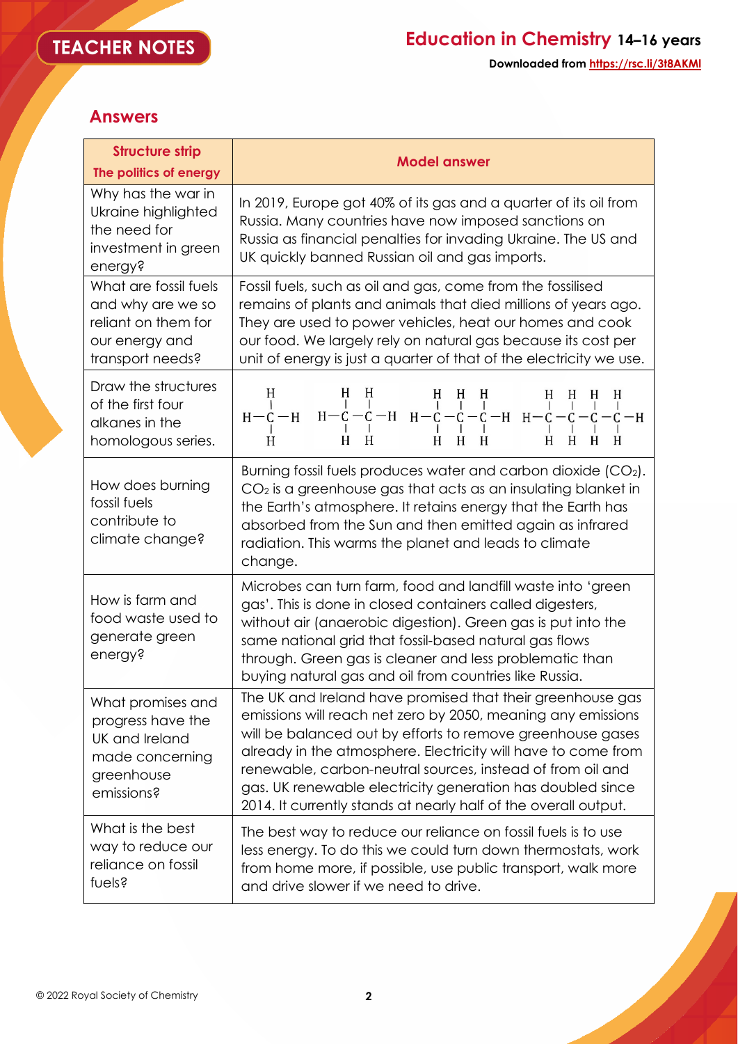## Answers

| Structure strip<br>**The politics of energy** | **Model answer** |
|---|---|
| Why has the war in Ukraine highlighted the need for investment in green energy? | In 2019, Europe got 40% of its gas and a quarter of its oil from Russia. Many countries have now imposed sanctions on Russia as financial penalties for invading Ukraine. The US and UK quickly banned Russian oil and gas imports. |
| What are fossil fuels and why are we so reliant on them for our energy and transport needs? | Fossil fuels, such as oil and gas, come from the fossilised remains of plants and animals that died millions of years ago. They are used to power vehicles, heat our homes and cook our food. We largely rely on natural gas because its cost per unit of energy is just a quarter of that of the electricity we use. |
| Draw the structures of the first four alkanes in the homologous series. | $\begin{array}{ccc} & H & \\ & \mid & \\ H- & C & -H \\ & \mid & \\ & H & \end{array}$ $\quad$ $\begin{array}{cccc} & H & H & \\ & \mid & \mid & \\ H- & C- & C & -H \\ & \mid & \mid & \\ & H & H & \end{array}$ $\quad$ $\begin{array}{ccccc} & H & H & H & \\ & \mid & \mid & \mid & \\ H- & C- & C- & C & -H \\ & \mid & \mid & \mid & \\ & H & H & H & \end{array}$ $\quad$ $\begin{array}{cccccc} & H & H & H & H & \\ & \mid & \mid & \mid & \mid & \\ H- & C- & C- & C- & C & -H \\ & \mid & \mid & \mid & \mid & \\ & H & H & H & H & \end{array}$ |
| How does burning fossil fuels contribute to climate change? | Burning fossil fuels produces water and carbon dioxide ($CO_2$). $CO_2$ is a greenhouse gas that acts as an insulating blanket in the Earth's atmosphere. It retains energy that the Earth has absorbed from the Sun and then emitted again as infrared radiation. This warms the planet and leads to climate change. |
| How is farm and food waste used to generate green energy? | Microbes can turn farm, food and landfill waste into 'green gas'. This is done in closed containers called digesters, without air (anaerobic digestion). Green gas is put into the same national grid that fossil-based natural gas flows through. Green gas is cleaner and less problematic than buying natural gas and oil from countries like Russia. |
| What promises and progress have the UK and Ireland made concerning greenhouse emissions? | The UK and Ireland have promised that their greenhouse gas emissions will reach net zero by 2050, meaning any emissions will be balanced out by efforts to remove greenhouse gases already in the atmosphere. Electricity will have to come from renewable, carbon-neutral sources, instead of from oil and gas. UK renewable electricity generation has doubled since 2014. It currently stands at nearly half of the overall output. |
| What is the best way to reduce our reliance on fossil fuels? | The best way to reduce our reliance on fossil fuels is to use less energy. To do this we could turn down thermostats, work from home more, if possible, use public transport, walk more and drive slower if we need to drive. |